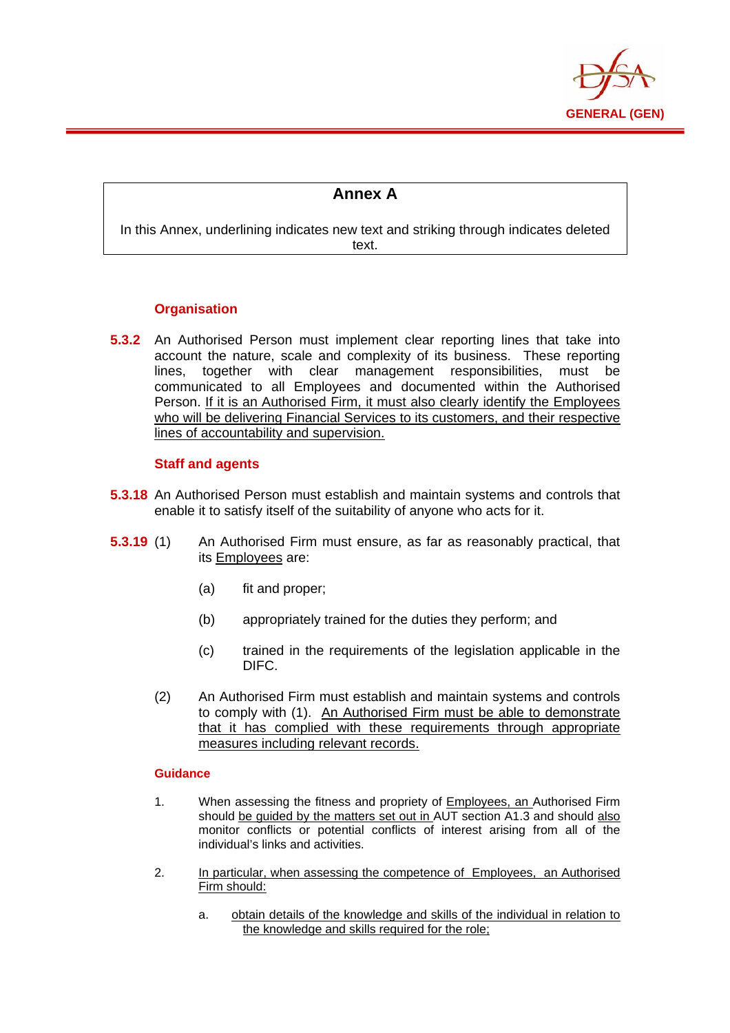## Annex A

In this Annex, underlining indicates new text and striking through indicates deleted text.

### Organisation

**5.3.2** An Authorised Person must implement clear reporting lines that take into account the nature, scale and complexity of its business. These reporting lines, together with clear management responsibilities, must be communicated to all Employees and documented within the Authorised Person. <u>If it is an Authorised Firm, it must also clearly identify the Employees who will be delivering Financial Services to its customers, and their respective lines of accountability and supervision.</u>

### Staff and agents

**5.3.18** An Authorised Person must establish and maintain systems and controls that enable it to satisfy itself of the suitability of anyone who acts for it.

**5.3.19** (1) An Authorised Firm must ensure, as far as reasonably practical, that its <u>Employees</u> are:

(a) fit and proper;

(b) appropriately trained for the duties they perform; and

(c) trained in the requirements of the legislation applicable in the DIFC.

(2) An Authorised Firm must establish and maintain systems and controls to comply with (1). <u>An Authorised Firm must be able to demonstrate that it has complied with these requirements through appropriate measures including relevant records.</u>

#### Guidance

1. When assessing the fitness and propriety of <u>Employees, an</u> Authorised Firm should <u>be guided by the matters set out in</u> AUT section A1.3 and should <u>also</u> monitor conflicts or potential conflicts of interest arising from all of the individual's links and activities.

2. <u>In particular, when assessing the competence of Employees, an Authorised Firm should:</u>

   a. <u>obtain details of the knowledge and skills of the individual in relation to the knowledge and skills required for the role;</u>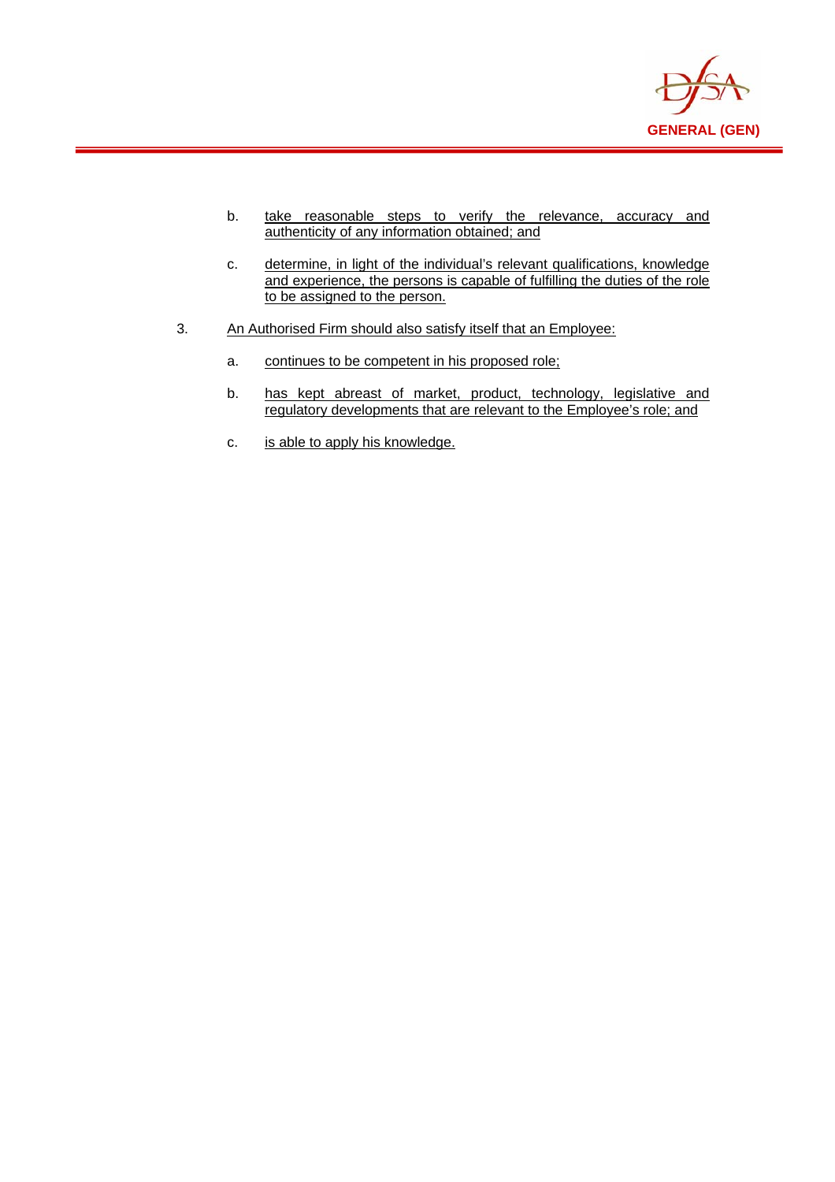b. take reasonable steps to verify the relevance, accuracy and authenticity of any information obtained; and

c. determine, in light of the individual's relevant qualifications, knowledge and experience, the persons is capable of fulfilling the duties of the role to be assigned to the person.

3. An Authorised Firm should also satisfy itself that an Employee:

   a. continues to be competent in his proposed role;

   b. has kept abreast of market, product, technology, legislative and regulatory developments that are relevant to the Employee's role; and

   c. is able to apply his knowledge.